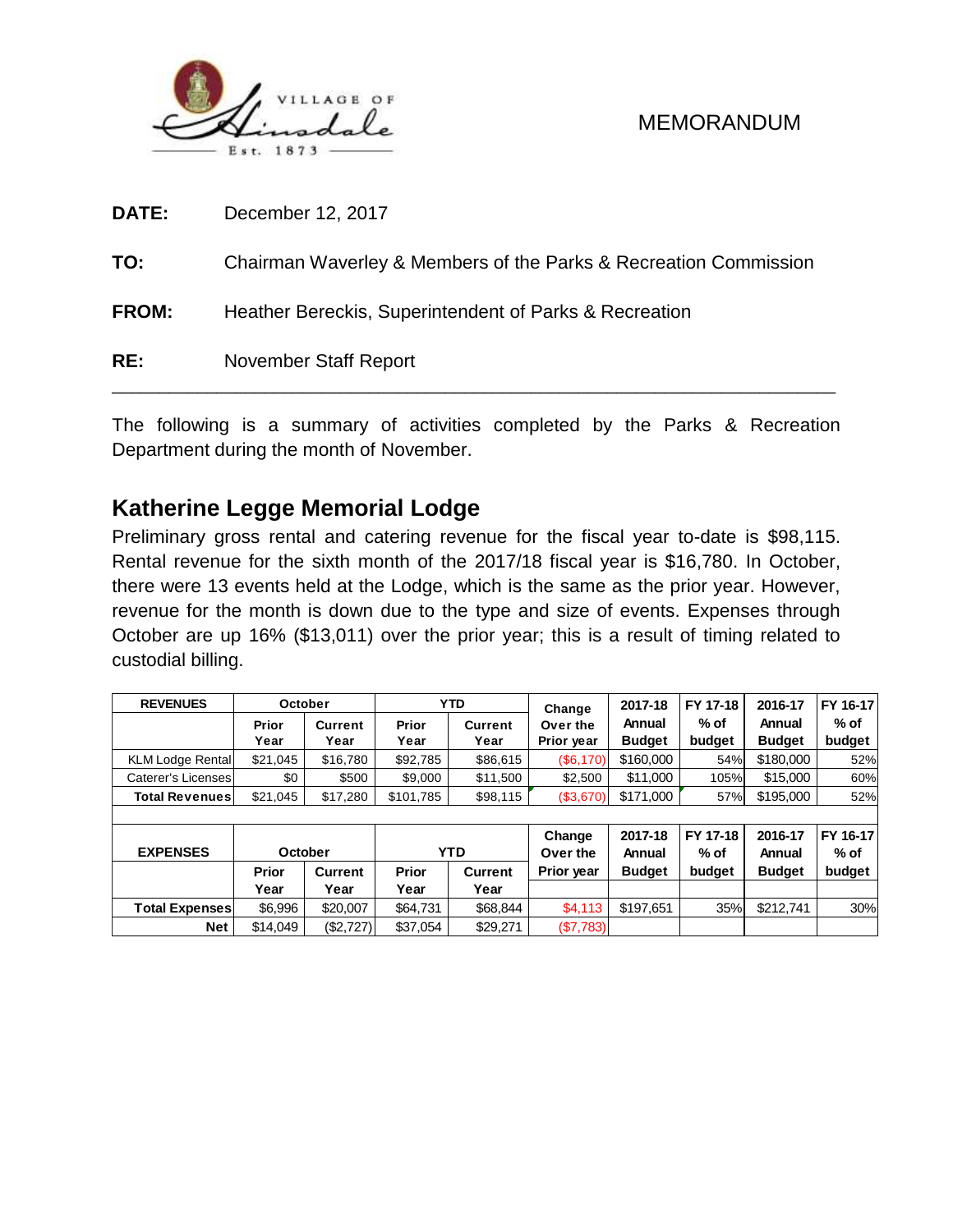VILLAGE OF Hinsdale Est. 1873

MEMORANDUM

**DATE:** December 12, 2017

**TO:** Chairman Waverley & Members of the Parks & Recreation Commission

**FROM:** Heather Bereckis, Superintendent of Parks & Recreation

**RE:** November Staff Report

---

The following is a summary of activities completed by the Parks & Recreation Department during the month of November.

## Katherine Legge Memorial Lodge

Preliminary gross rental and catering revenue for the fiscal year to-date is $98,115. Rental revenue for the sixth month of the 2017/18 fiscal year is $16,780. In October, there were 13 events held at the Lodge, which is the same as the prior year. However, revenue for the month is down due to the type and size of events. Expenses through October are up 16% ($13,011) over the prior year; this is a result of timing related to custodial billing.

| REVENUES | October | | YTD | | Change Over the Prior year | 2017-18 Annual Budget | FY 17-18 % of budget | 2016-17 Annual Budget | FY 16-17 % of budget |
|---|---|---|---|---|---|---|---|---|---|
| | Prior Year | Current Year | Prior Year | Current Year | | | | | |
| KLM Lodge Rental | $21,045 | $16,780 | $92,785 | $86,615 | ($6,170) | $160,000 | 54% | $180,000 | 52% |
| Caterer's Licenses | $0 | $500 | $9,000 | $11,500 | $2,500 | $11,000 | 105% | $15,000 | 60% |
| **Total Revenues** | $21,045 | $17,280 | $101,785 | $98,115 | ($3,670) | $171,000 | 57% | $195,000 | 52% |
| | | | | | | | | | |
| **EXPENSES** | **October** | | **YTD** | | **Change Over the Prior year** | **2017-18 Annual Budget** | **FY 17-18 % of budget** | **2016-17 Annual Budget** | **FY 16-17 % of budget** |
| | **Prior Year** | **Current Year** | **Prior Year** | **Current Year** | | | | | |
| **Total Expenses** | $6,996 | $20,007 | $64,731 | $68,844 | $4,113 | $197,651 | 35% | $212,741 | 30% |
| **Net** | $14,049 | ($2,727) | $37,054 | $29,271 | ($7,783) | | | | |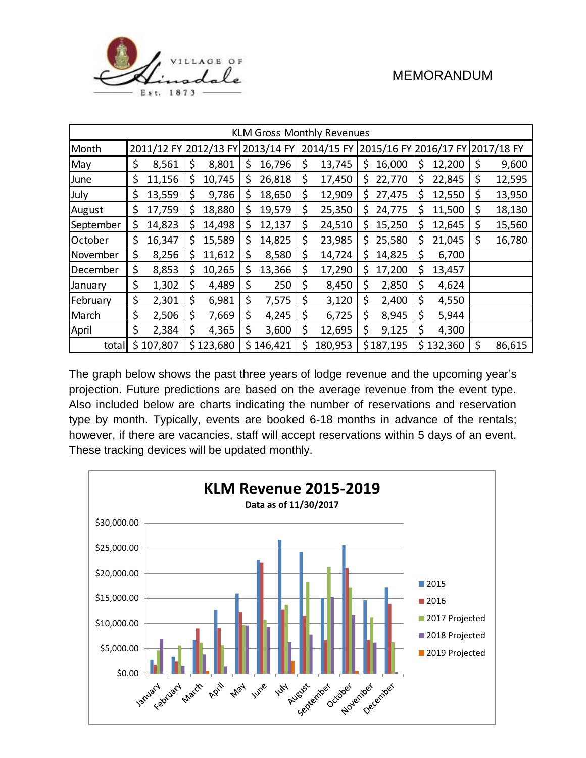MEMORANDUM

| KLM Gross Monthly Revenues | | | | | | | |
|---|---|---|---|---|---|---|---|
| Month | 2011/12 FY | 2012/13 FY | 2013/14 FY | 2014/15 FY | 2015/16 FY | 2016/17 FY | 2017/18 FY |
| May | $ 8,561 | $ 8,801 | $ 16,796 | $ 13,745 | $ 16,000 | $ 12,200 | $ 9,600 |
| June | $ 11,156 | $ 10,745 | $ 26,818 | $ 17,450 | $ 22,770 | $ 22,845 | $ 12,595 |
| July | $ 13,559 | $ 9,786 | $ 18,650 | $ 12,909 | $ 27,475 | $ 12,550 | $ 13,950 |
| August | $ 17,759 | $ 18,880 | $ 19,579 | $ 25,350 | $ 24,775 | $ 11,500 | $ 18,130 |
| September | $ 14,823 | $ 14,498 | $ 12,137 | $ 24,510 | $ 15,250 | $ 12,645 | $ 15,560 |
| October | $ 16,347 | $ 15,589 | $ 14,825 | $ 23,985 | $ 25,580 | $ 21,045 | $ 16,780 |
| November | $ 8,256 | $ 11,612 | $ 8,580 | $ 14,724 | $ 14,825 | $ 6,700 | |
| December | $ 8,853 | $ 10,265 | $ 13,366 | $ 17,290 | $ 17,200 | $ 13,457 | |
| January | $ 1,302 | $ 4,489 | $ 250 | $ 8,450 | $ 2,850 | $ 4,624 | |
| February | $ 2,301 | $ 6,981 | $ 7,575 | $ 3,120 | $ 2,400 | $ 4,550 | |
| March | $ 2,506 | $ 7,669 | $ 4,245 | $ 6,725 | $ 8,945 | $ 5,944 | |
| April | $ 2,384 | $ 4,365 | $ 3,600 | $ 12,695 | $ 9,125 | $ 4,300 | |
| total | $ 107,807 | $ 123,680 | $ 146,421 | $ 180,953 | $ 187,195 | $ 132,360 | $ 86,615 |

The graph below shows the past three years of lodge revenue and the upcoming year's projection. Future predictions are based on the average revenue from the event type. Also included below are charts indicating the number of reservations and reservation type by month. Typically, events are booked 6-18 months in advance of the rentals; however, if there are vacancies, staff will accept reservations within 5 days of an event. These tracking devices will be updated monthly.

**KLM Revenue 2015-2019**

**Data as of 11/30/2017**

(Chart legend: 2015, 2016, 2017 Projected, 2018 Projected, 2019 Projected; months January–December; y-axis $0.00–$30,000.00)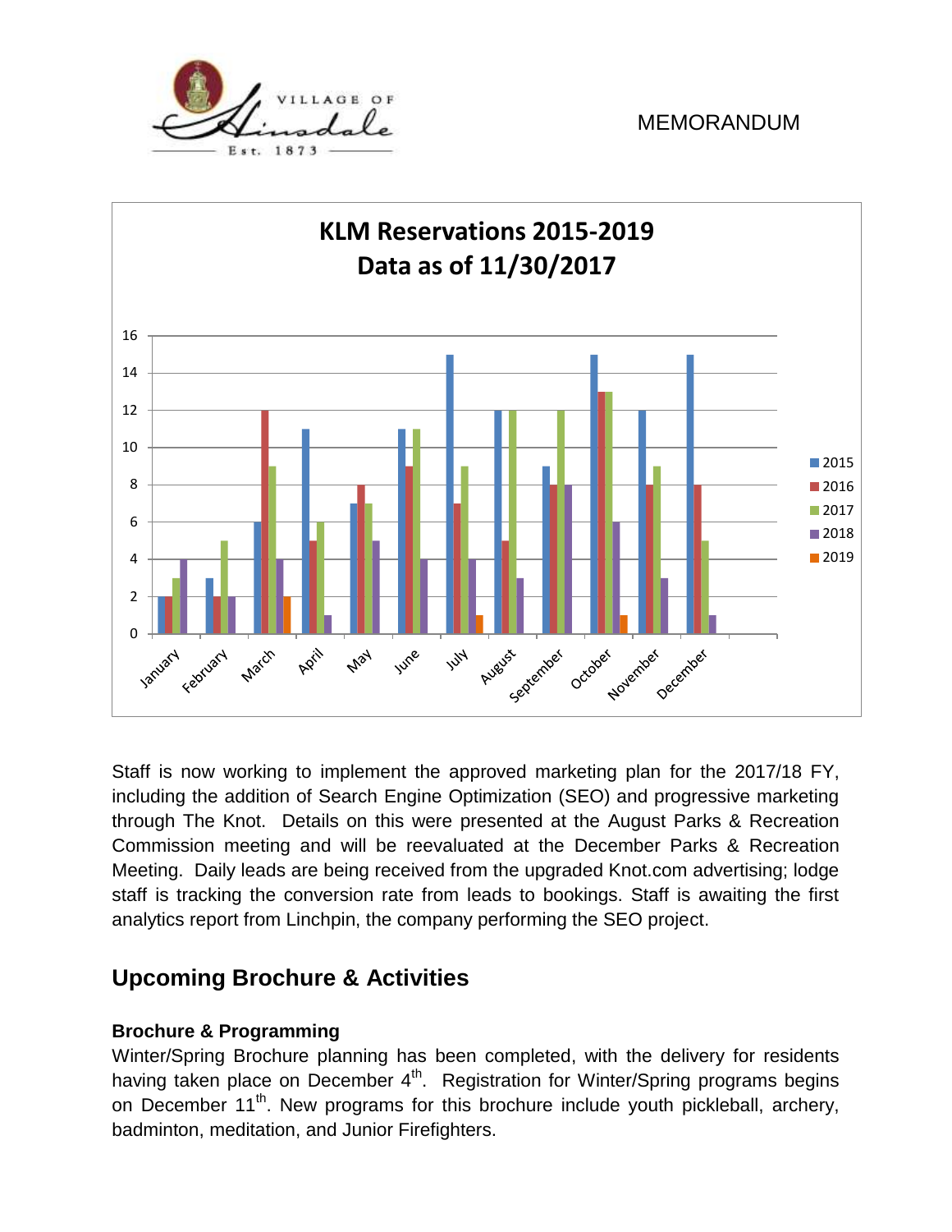**KLM Reservations 2015-2019**
**Data as of 11/30/2017**

Staff is now working to implement the approved marketing plan for the 2017/18 FY, including the addition of Search Engine Optimization (SEO) and progressive marketing through The Knot. Details on this were presented at the August Parks & Recreation Commission meeting and will be reevaluated at the December Parks & Recreation Meeting. Daily leads are being received from the upgraded Knot.com advertising; lodge staff is tracking the conversion rate from leads to bookings. Staff is awaiting the first analytics report from Linchpin, the company performing the SEO project.

## Upcoming Brochure & Activities

### Brochure & Programming

Winter/Spring Brochure planning has been completed, with the delivery for residents having taken place on December 4th. Registration for Winter/Spring programs begins on December 11th. New programs for this brochure include youth pickleball, archery, badminton, meditation, and Junior Firefighters.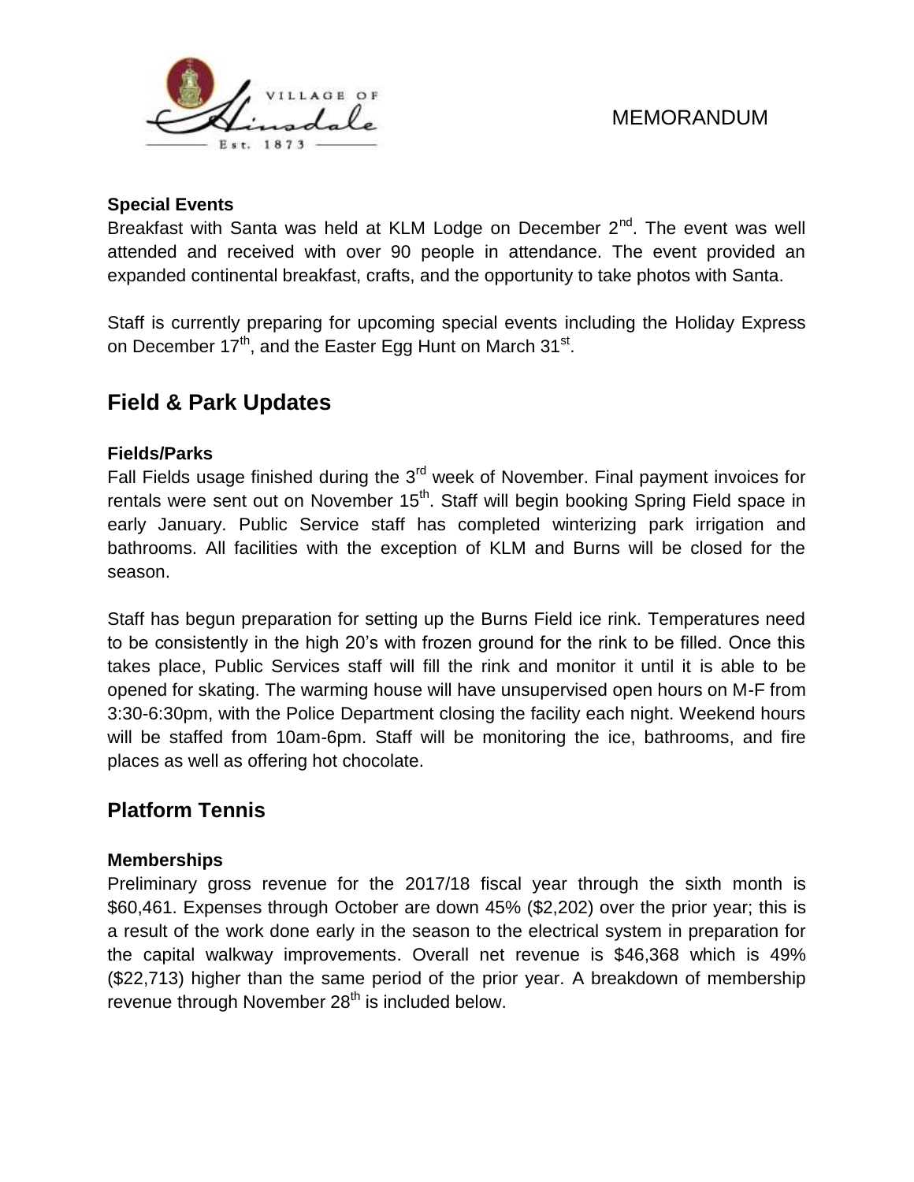### Special Events

Breakfast with Santa was held at KLM Lodge on December 2nd. The event was well attended and received with over 90 people in attendance. The event provided an expanded continental breakfast, crafts, and the opportunity to take photos with Santa.

Staff is currently preparing for upcoming special events including the Holiday Express on December 17th, and the Easter Egg Hunt on March 31st.

## Field & Park Updates

### Fields/Parks

Fall Fields usage finished during the 3rd week of November. Final payment invoices for rentals were sent out on November 15th. Staff will begin booking Spring Field space in early January. Public Service staff has completed winterizing park irrigation and bathrooms. All facilities with the exception of KLM and Burns will be closed for the season.

Staff has begun preparation for setting up the Burns Field ice rink. Temperatures need to be consistently in the high 20's with frozen ground for the rink to be filled. Once this takes place, Public Services staff will fill the rink and monitor it until it is able to be opened for skating. The warming house will have unsupervised open hours on M-F from 3:30-6:30pm, with the Police Department closing the facility each night. Weekend hours will be staffed from 10am-6pm. Staff will be monitoring the ice, bathrooms, and fire places as well as offering hot chocolate.

## Platform Tennis

### Memberships

Preliminary gross revenue for the 2017/18 fiscal year through the sixth month is $60,461. Expenses through October are down 45% ($2,202) over the prior year; this is a result of the work done early in the season to the electrical system in preparation for the capital walkway improvements. Overall net revenue is $46,368 which is 49% ($22,713) higher than the same period of the prior year. A breakdown of membership revenue through November 28th is included below.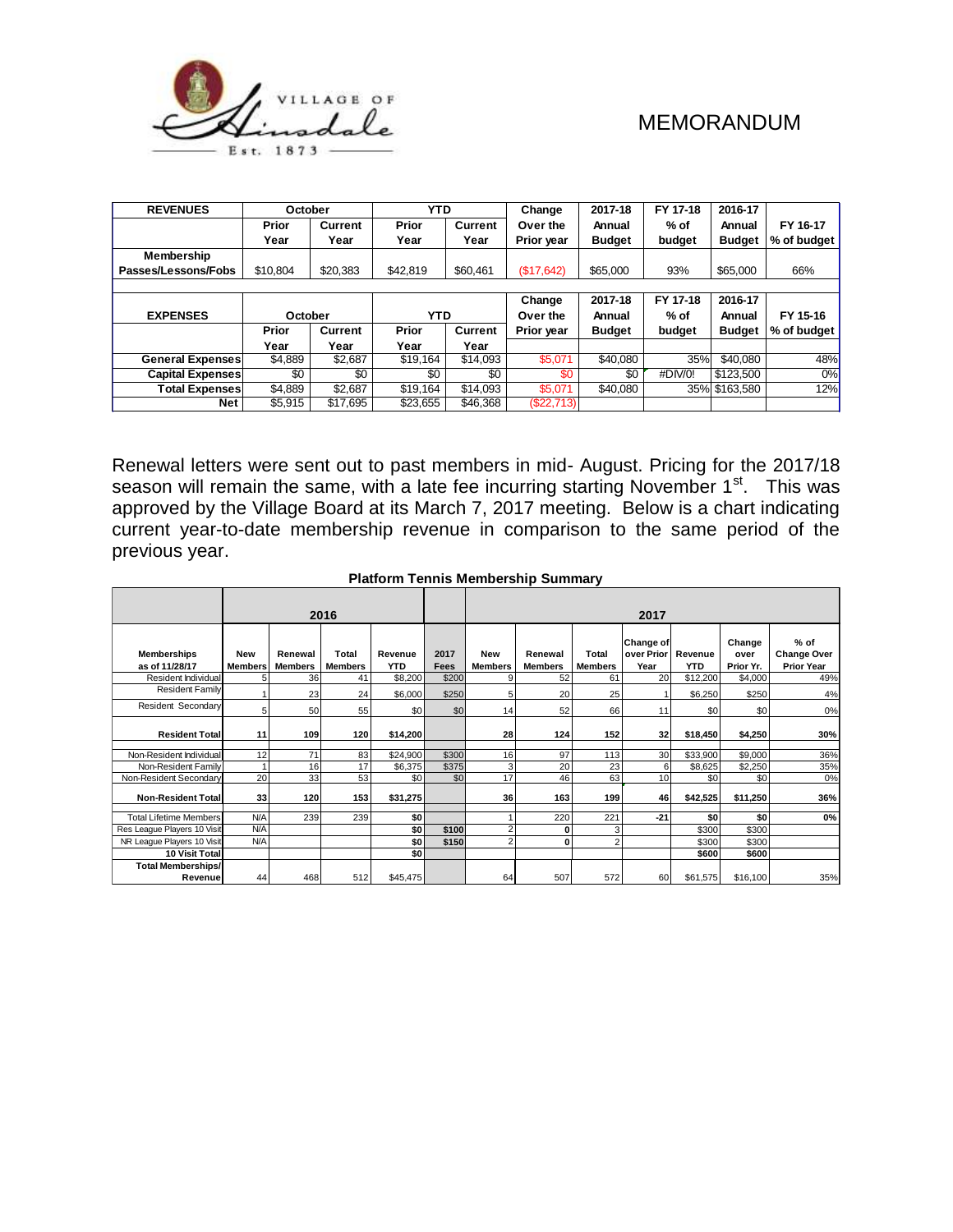VILLAGE OF Hinsdale Est. 1873

# MEMORANDUM

| REVENUES | October | | YTD | | Change | 2017-18 | FY 17-18 | 2016-17 | |
|---|---|---|---|---|---|---|---|---|---|
| | Prior Year | Current Year | Prior Year | Current Year | Over the Prior year | Annual Budget | % of budget | Annual Budget | FY 16-17 % of budget |
| Membership Passes/Lessons/Fobs | $10,804 | $20,383 | $42,819 | $60,461 | ($17,642) | $65,000 | 93% | $65,000 | 66% |

| EXPENSES | October | | YTD | | Change Over the Prior year | 2017-18 Annual Budget | FY 17-18 % of budget | 2016-17 Annual Budget | FY 15-16 % of budget |
|---|---|---|---|---|---|---|---|---|---|
| | Prior Year | Current Year | Prior Year | Current Year | | | | | |
| General Expenses | $4,889 | $2,687 | $19,164 | $14,093 | $5,071 | $40,080 | 35% | $40,080 | 48% |
| Capital Expenses | $0 | $0 | $0 | $0 | $0 | $0 | #DIV/0! | $123,500 | 0% |
| Total Expenses | $4,889 | $2,687 | $19,164 | $14,093 | $5,071 | $40,080 | 35% | $163,580 | 12% |
| Net | $5,915 | $17,695 | $23,655 | $46,368 | ($22,713) | | | | |

Renewal letters were sent out to past members in mid- August. Pricing for the 2017/18 season will remain the same, with a late fee incurring starting November 1st. This was approved by the Village Board at its March 7, 2017 meeting. Below is a chart indicating current year-to-date membership revenue in comparison to the same period of the previous year.

**Platform Tennis Membership Summary**

| | 2016 | | | | | 2017 | | | | | | |
|---|---|---|---|---|---|---|---|---|---|---|---|---|
| Memberships as of 11/28/17 | New Members | Renewal Members | Total Members | Revenue YTD | 2017 Fees | New Members | Renewal Members | Total Members | Change of over Prior Year | Revenue YTD | Change over Prior Yr. | % of Change Over Prior Year |
| Resident Individual | 5 | 36 | 41 | $8,200 | $200 | 9 | 52 | 61 | 20 | $12,200 | $4,000 | 49% |
| Resident Family | 1 | 23 | 24 | $6,000 | $250 | 5 | 20 | 25 | 1 | $6,250 | $250 | 4% |
| Resident Secondary | 5 | 50 | 55 | $0 | $0 | 14 | 52 | 66 | 11 | $0 | $0 | 0% |
| **Resident Total** | **11** | **109** | **120** | **$14,200** | | **28** | **124** | **152** | **32** | **$18,450** | **$4,250** | **30%** |
| Non-Resident Individual | 12 | 71 | 83 | $24,900 | $300 | 16 | 97 | 113 | 30 | $33,900 | $9,000 | 36% |
| Non-Resident Family | 1 | 16 | 17 | $6,375 | $375 | 3 | 20 | 23 | 6 | $8,625 | $2,250 | 35% |
| Non-Resident Secondary | 20 | 33 | 53 | $0 | $0 | 17 | 46 | 63 | 10 | $0 | $0 | 0% |
| **Non-Resident Total** | **33** | **120** | **153** | **$31,275** | | **36** | **163** | **199** | **46** | **$42,525** | **$11,250** | **36%** |
| Total Lifetime Members | N/A | 239 | 239 | $0 | | 1 | 220 | 221 | -21 | $0 | $0 | 0% |
| Res League Players 10 Visit | N/A | | | $0 | $100 | 2 | 0 | 3 | | $300 | $300 | |
| NR League Players 10 Visit | N/A | | | $0 | $150 | 2 | 0 | 2 | | $300 | $300 | |
| **10 Visit Total** | | | | **$0** | | | | | | **$600** | **$600** | |
| **Total Memberships/ Revenue** | 44 | 468 | 512 | $45,475 | | 64 | 507 | 572 | 60 | $61,575 | $16,100 | 35% |